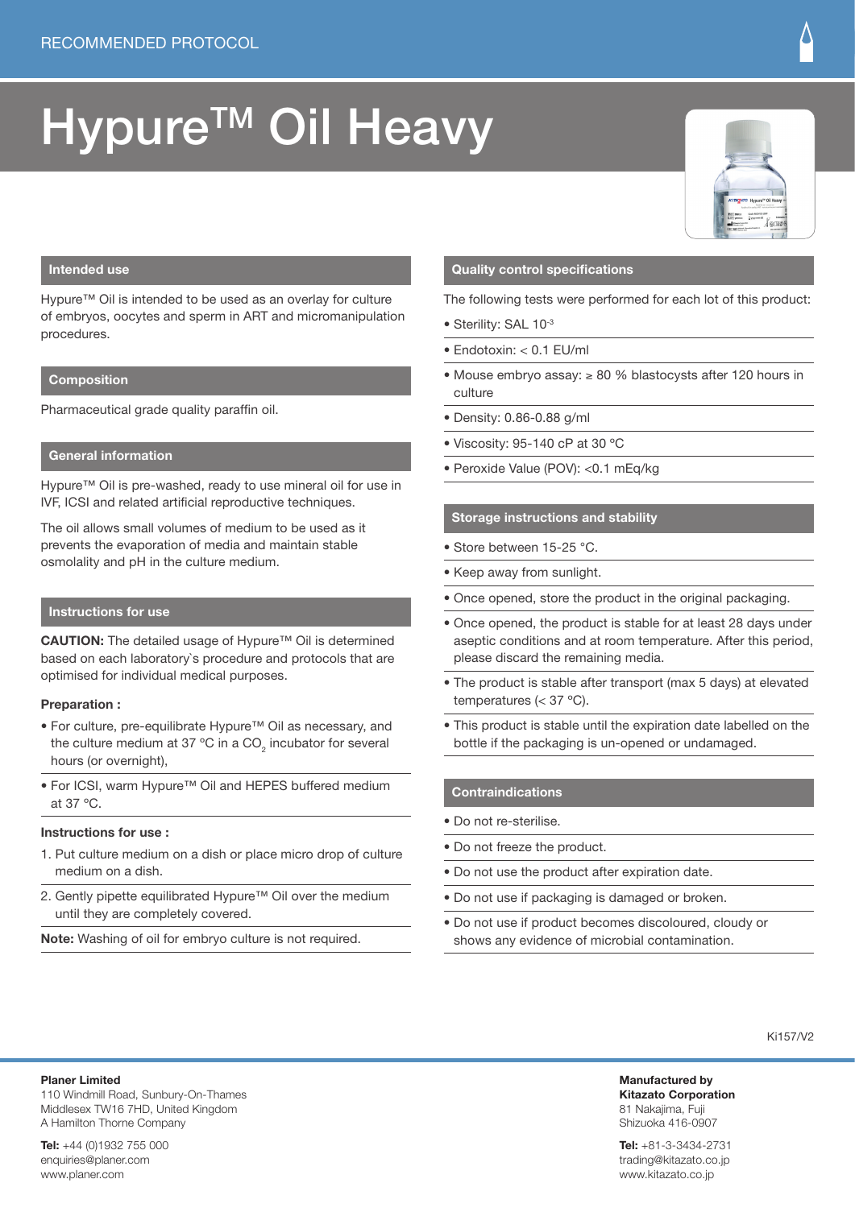RECOMMENDED PROTOCOL

# Hypure™ Oil Heavy

## Intended use

Hypure™ Oil is intended to be used as an overlay for culture of embryos, oocytes and sperm in ART and micromanipulation procedures.

## Composition

Pharmaceutical grade quality paraffin oil.

## General information

Hypure™ Oil is pre-washed, ready to use mineral oil for use in IVF, ICSI and related artificial reproductive techniques.

The oil allows small volumes of medium to be used as it prevents the evaporation of media and maintain stable osmolality and pH in the culture medium.

## Instructions for use

**CAUTION:** The detailed usage of Hypure™ Oil is determined based on each laboratory`s procedure and protocols that are optimised for individual medical purposes.

### Preparation :

- For culture, pre-equilibrate Hypure™ Oil as necessary, and the culture medium at 37 °C in a $CO_2$ incubator for several hours (or overnight),
- For ICSI, warm Hypure™ Oil and HEPES buffered medium at 37 °C.

### Instructions for use :

1. Put culture medium on a dish or place micro drop of culture medium on a dish.
2. Gently pipette equilibrated Hypure™ Oil over the medium until they are completely covered.

**Note:** Washing of oil for embryo culture is not required.

## Quality control specifications

The following tests were performed for each lot of this product:

- Sterility: SAL $10^{-3}$
- Endotoxin: < 0.1 EU/ml
- Mouse embryo assay: ≥ 80 % blastocysts after 120 hours in culture
- Density: 0.86-0.88 g/ml
- Viscosity: 95-140 cP at 30 °C
- Peroxide Value (POV): <0.1 mEq/kg

## Storage instructions and stability

- Store between 15-25 °C.
- Keep away from sunlight.
- Once opened, store the product in the original packaging.
- Once opened, the product is stable for at least 28 days under aseptic conditions and at room temperature. After this period, please discard the remaining media.
- The product is stable after transport (max 5 days) at elevated temperatures (< 37 °C).
- This product is stable until the expiration date labelled on the bottle if the packaging is un-opened or undamaged.

## Contraindications

- Do not re-sterilise.
- Do not freeze the product.
- Do not use the product after expiration date.
- Do not use if packaging is damaged or broken.
- Do not use if product becomes discoloured, cloudy or shows any evidence of microbial contamination.

Ki157/V2

**Planer Limited**
110 Windmill Road, Sunbury-On-Thames
Middlesex TW16 7HD, United Kingdom
A Hamilton Thorne Company

**Tel:** +44 (0)1932 755 000
enquiries@planer.com
www.planer.com

**Manufactured by**
**Kitazato Corporation**
81 Nakajima, Fuji
Shizuoka 416-0907

**Tel:** +81-3-3434-2731
trading@kitazato.co.jp
www.kitazato.co.jp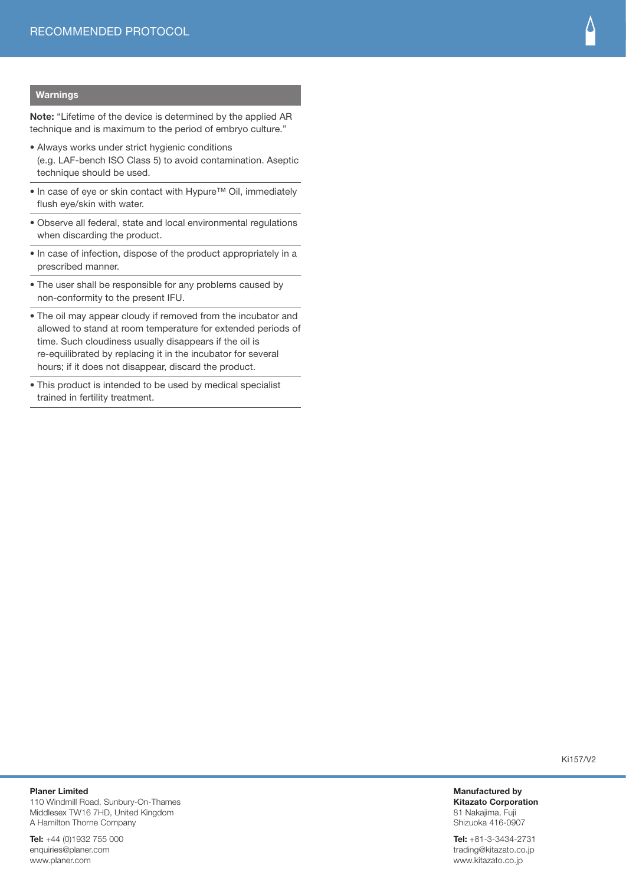## Warnings

**Note:** "Lifetime of the device is determined by the applied AR technique and is maximum to the period of embryo culture."

- Always works under strict hygienic conditions (e.g. LAF-bench ISO Class 5) to avoid contamination. Aseptic technique should be used.
- In case of eye or skin contact with Hypure™ Oil, immediately flush eye/skin with water.
- Observe all federal, state and local environmental regulations when discarding the product.
- In case of infection, dispose of the product appropriately in a prescribed manner.
- The user shall be responsible for any problems caused by non-conformity to the present IFU.
- The oil may appear cloudy if removed from the incubator and allowed to stand at room temperature for extended periods of time. Such cloudiness usually disappears if the oil is re-equilibrated by replacing it in the incubator for several hours; if it does not disappear, discard the product.
- This product is intended to be used by medical specialist trained in fertility treatment.

Ki157/V2

**Planer Limited**
110 Windmill Road, Sunbury-On-Thames
Middlesex TW16 7HD, United Kingdom
A Hamilton Thorne Company

**Tel:** +44 (0)1932 755 000
enquiries@planer.com
www.planer.com

**Manufactured by**
**Kitazato Corporation**
81 Nakajima, Fuji
Shizuoka 416-0907

**Tel:** +81-3-3434-2731
trading@kitazato.co.jp
www.kitazato.co.jp